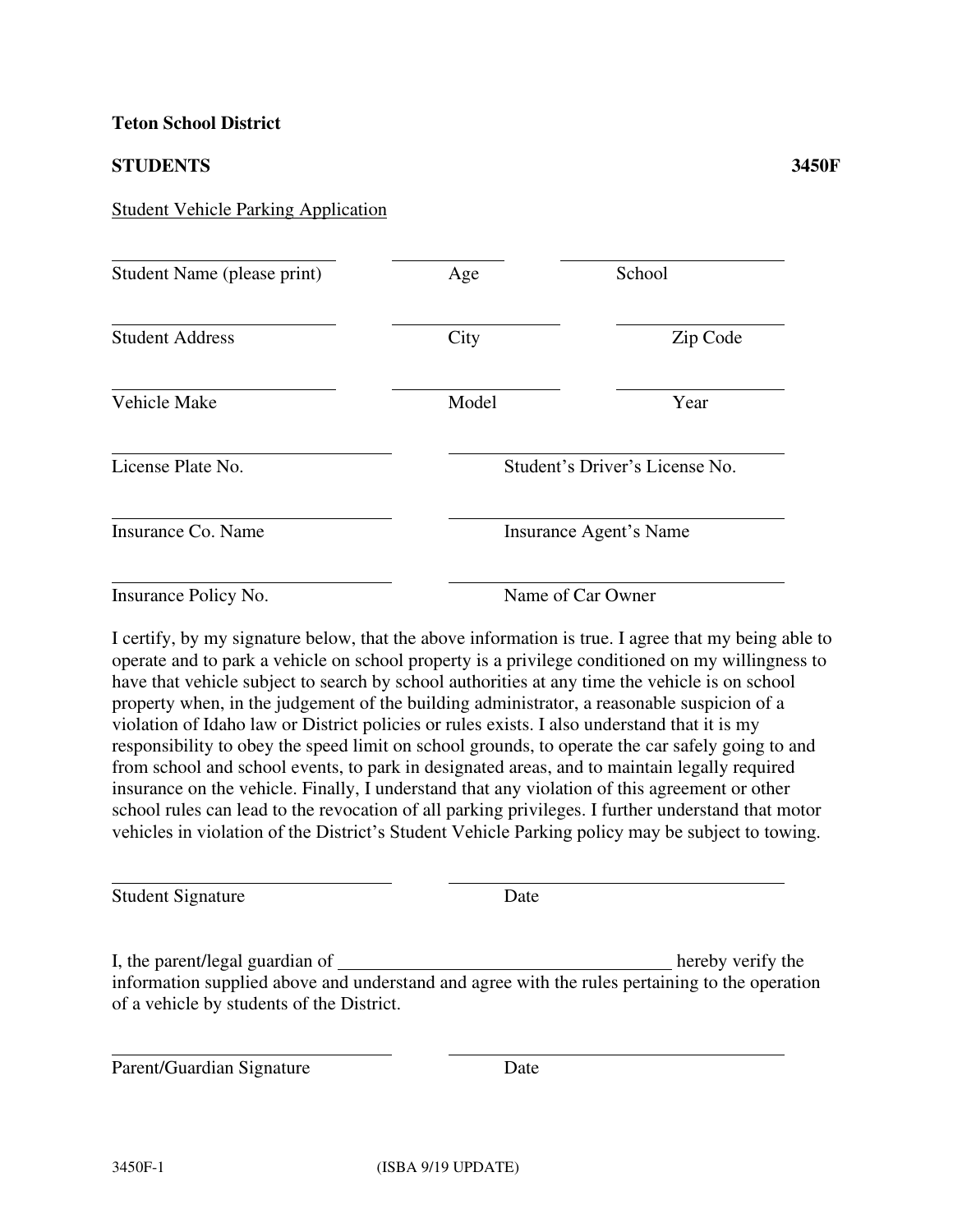**Teton School District**

**STUDENTS** **3450F**

<u>Student Vehicle Parking Application</u>

| | | |
|---|---|---|
| Student Name (please print) | Age | School |
| Student Address | City | Zip Code |
| Vehicle Make | Model | Year |
| License Plate No. | Student's Driver's License No. | |
| Insurance Co. Name | Insurance Agent's Name | |
| Insurance Policy No. | Name of Car Owner | |

I certify, by my signature below, that the above information is true. I agree that my being able to operate and to park a vehicle on school property is a privilege conditioned on my willingness to have that vehicle subject to search by school authorities at any time the vehicle is on school property when, in the judgement of the building administrator, a reasonable suspicion of a violation of Idaho law or District policies or rules exists. I also understand that it is my responsibility to obey the speed limit on school grounds, to operate the car safely going to and from school and school events, to park in designated areas, and to maintain legally required insurance on the vehicle. Finally, I understand that any violation of this agreement or other school rules can lead to the revocation of all parking privileges. I further understand that motor vehicles in violation of the District's Student Vehicle Parking policy may be subject to towing.

\_\_\_\_\_\_\_\_\_\_\_\_\_\_\_\_\_\_\_\_\_\_\_\_\_ \_\_\_\_\_\_\_\_\_\_\_\_\_\_\_\_\_\_\_\_\_\_\_\_\_
Student Signature Date

I, the parent/legal guardian of \_\_\_\_\_\_\_\_\_\_\_\_\_\_\_\_\_\_\_\_\_\_\_\_\_\_\_\_\_\_ hereby verify the information supplied above and understand and agree with the rules pertaining to the operation of a vehicle by students of the District.

\_\_\_\_\_\_\_\_\_\_\_\_\_\_\_\_\_\_\_\_\_\_\_\_\_ \_\_\_\_\_\_\_\_\_\_\_\_\_\_\_\_\_\_\_\_\_\_\_\_\_
Parent/Guardian Signature Date

3450F-1 (ISBA 9/19 UPDATE)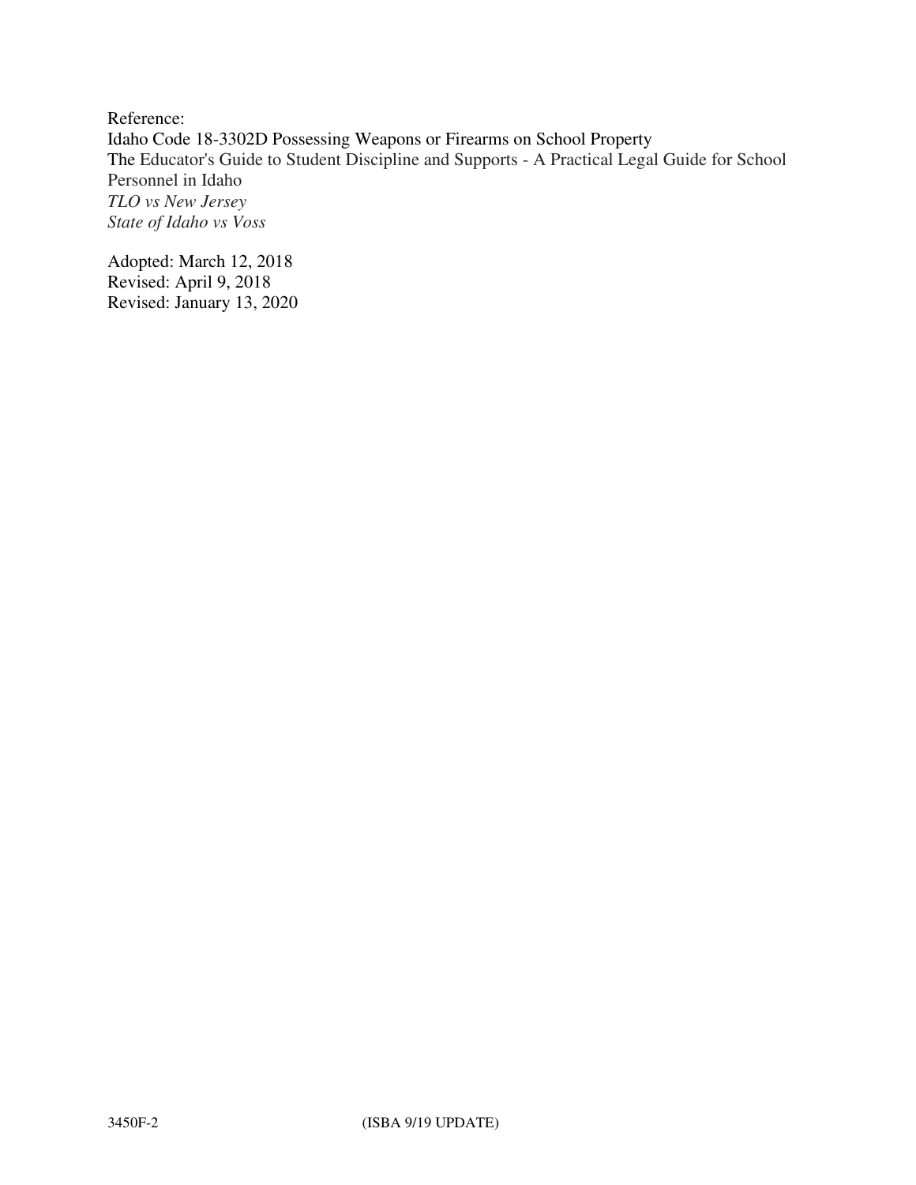Reference:
Idaho Code 18-3302D Possessing Weapons or Firearms on School Property
The Educator's Guide to Student Discipline and Supports - A Practical Legal Guide for School Personnel in Idaho
*TLO vs New Jersey*
*State of Idaho vs Voss*

Adopted: March 12, 2018
Revised: April 9, 2018
Revised: January 13, 2020